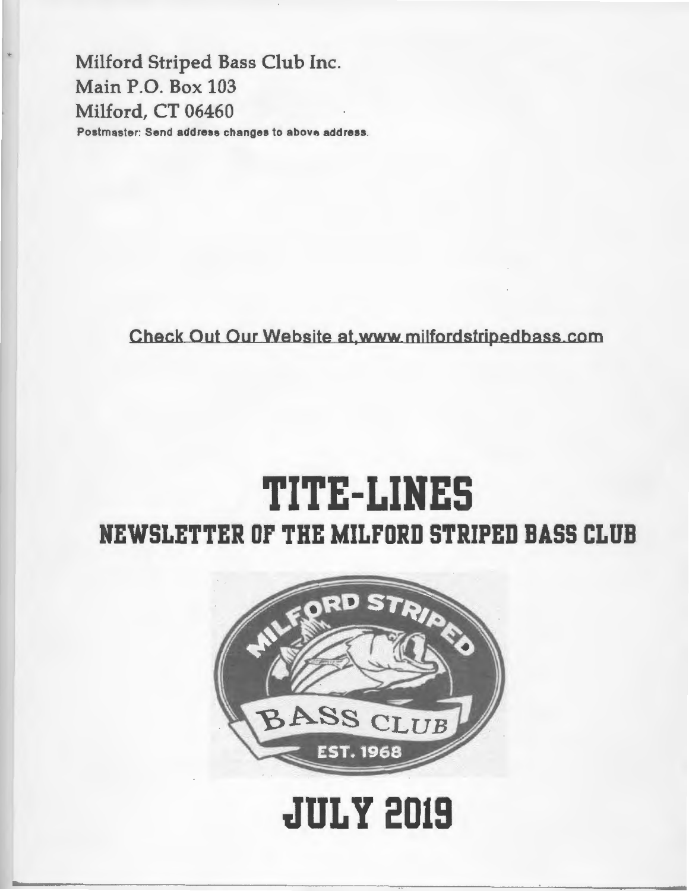Milford Striped Bass Club Inc.
Main P.O. Box 103
Milford, CT 06460

Postmaster: Send address changes to above address.

Check Out Our Website at,www.milfordstripedbass.com

# TITE-LINES

## NEWSLETTER OF THE MILFORD STRIPED BASS CLUB

MILFORD STRIPED BASS CLUB EST. 1968

# JULY 2019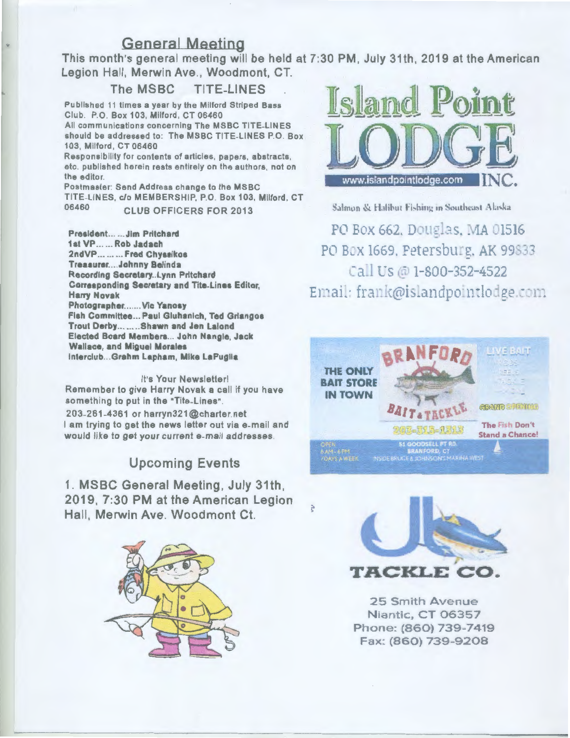## General Meeting

**This month's general meeting will be held at 7:30 PM, July 31th, 2019 at the American Legion Hall, Merwin Ave., Woodmont, CT.**

### The MSBC TITE-LINES

Published 11 times a year by the Milford Striped Bass Club. P.O. Box 103, Milford, CT 06460

All communications concerning The MSBC TITE-LINES should be addressed to: The MSBC TITE-LINES P.O. Box 103, Milford, CT 06460

Responsibility for contents of articles, papers, abstracts, etc. published herein rests entirely on the authors, not on the editor.

Postmaster: Send Address change to the MSBC TITE-LINES, c/o MEMBERSHIP, P.O. Box 103, Milford, CT 06460

### CLUB OFFICERS FOR 2013

**President... ...Jim Pritchard**
**1st VP... ... Rob Jadach**
**2ndVP... ... ... Fred Chyssikos**
**Treasurer....Johnny Belinda**
**Recording Secretary..Lynn Pritchard**
**Corresponding Secretary and Tite-Lines Editor, Harry Novak**
**Photographer.......Vic Yanosy**
**Fish Committee... Paul Gluhanich, Ted Griangos**
**Trout Derby... ... ..Shawn and Jen Lalond**
**Elected Board Members... John Nangle, Jack Wallace, and Miguel Morales**
**Interclub...Grahm Lapham, Mike LaPuglia**

It's Your Newsletter!

Remember to give Harry Novak a call if you have something to put in the "Tite-Lines".

203-261-4361 or harryn321@charter.net

I am trying to get the news letter out via e-mail and would like to get your current e-mail addresses.

## Upcoming Events

**1. MSBC General Meeting, July 31th, 2019, 7:30 PM at the American Legion Hall, Merwin Ave. Woodmont Ct.**

**Island Point LODGE INC.**
www.islandpointlodge.com

Salmon & Halibut Fishing in Southeast Alaska

PO Box 662, Douglas, MA 01516
PO Box 1669, Petersburg, AK 99833
Call Us @ 1-800-352-4522
Email: frank@islandpointlodge.com

**BRANFORD BAIT & TACKLE**

THE ONLY BAIT STORE IN TOWN

LIVE BAIT

GRAND OPENING

203-315-1313

The Fish Don't Stand a Chance!

OPEN 6AM-6PM 7 DAYS A WEEK

51 GOODSELL PT RD. BRANFORD, CT
INSIDE BRUCE & JOHNSON'S MARINA WEST

**JB TACKLE CO.**

25 Smith Avenue
Niantic, CT 06357
Phone: (860) 739-7419
Fax: (860) 739-9208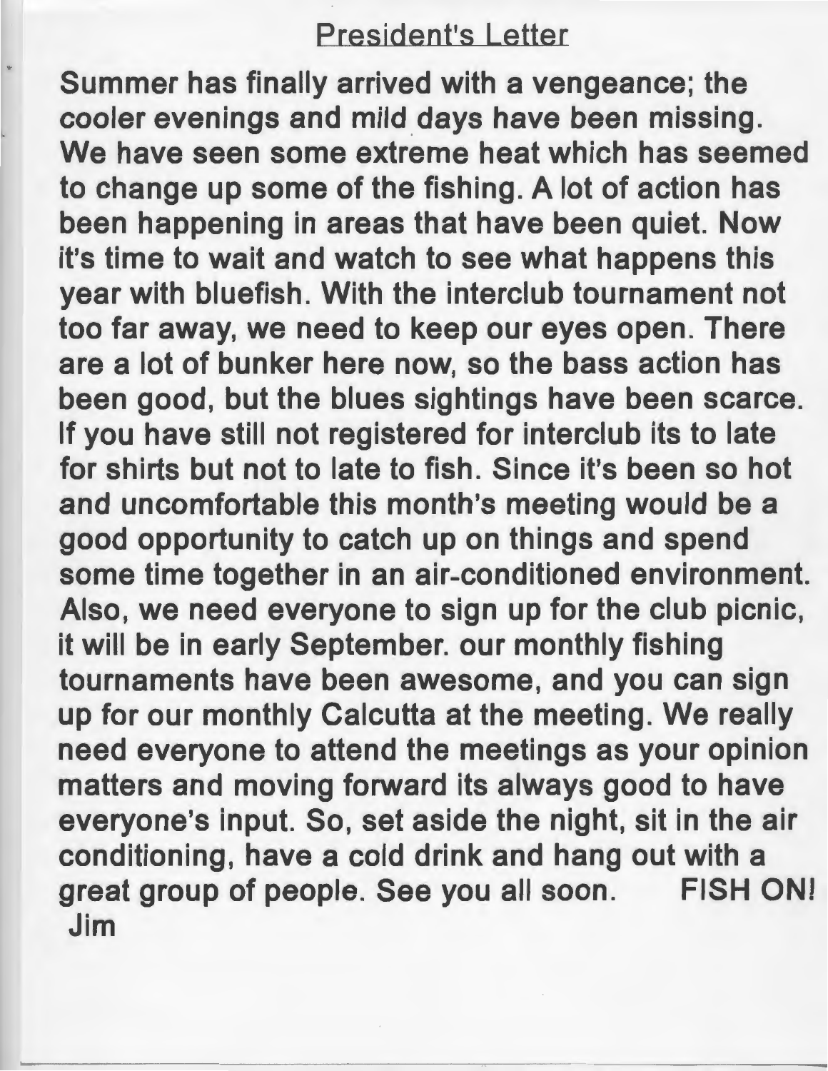## President's Letter

Summer has finally arrived with a vengeance; the cooler evenings and mild days have been missing. We have seen some extreme heat which has seemed to change up some of the fishing. A lot of action has been happening in areas that have been quiet. Now it's time to wait and watch to see what happens this year with bluefish. With the interclub tournament not too far away, we need to keep our eyes open. There are a lot of bunker here now, so the bass action has been good, but the blues sightings have been scarce. If you have still not registered for interclub its to late for shirts but not to late to fish. Since it's been so hot and uncomfortable this month's meeting would be a good opportunity to catch up on things and spend some time together in an air-conditioned environment. Also, we need everyone to sign up for the club picnic, it will be in early September. our monthly fishing tournaments have been awesome, and you can sign up for our monthly Calcutta at the meeting. We really need everyone to attend the meetings as your opinion matters and moving forward its always good to have everyone's input. So, set aside the night, sit in the air conditioning, have a cold drink and hang out with a great group of people. See you all soon. **FISH ON!**

Jim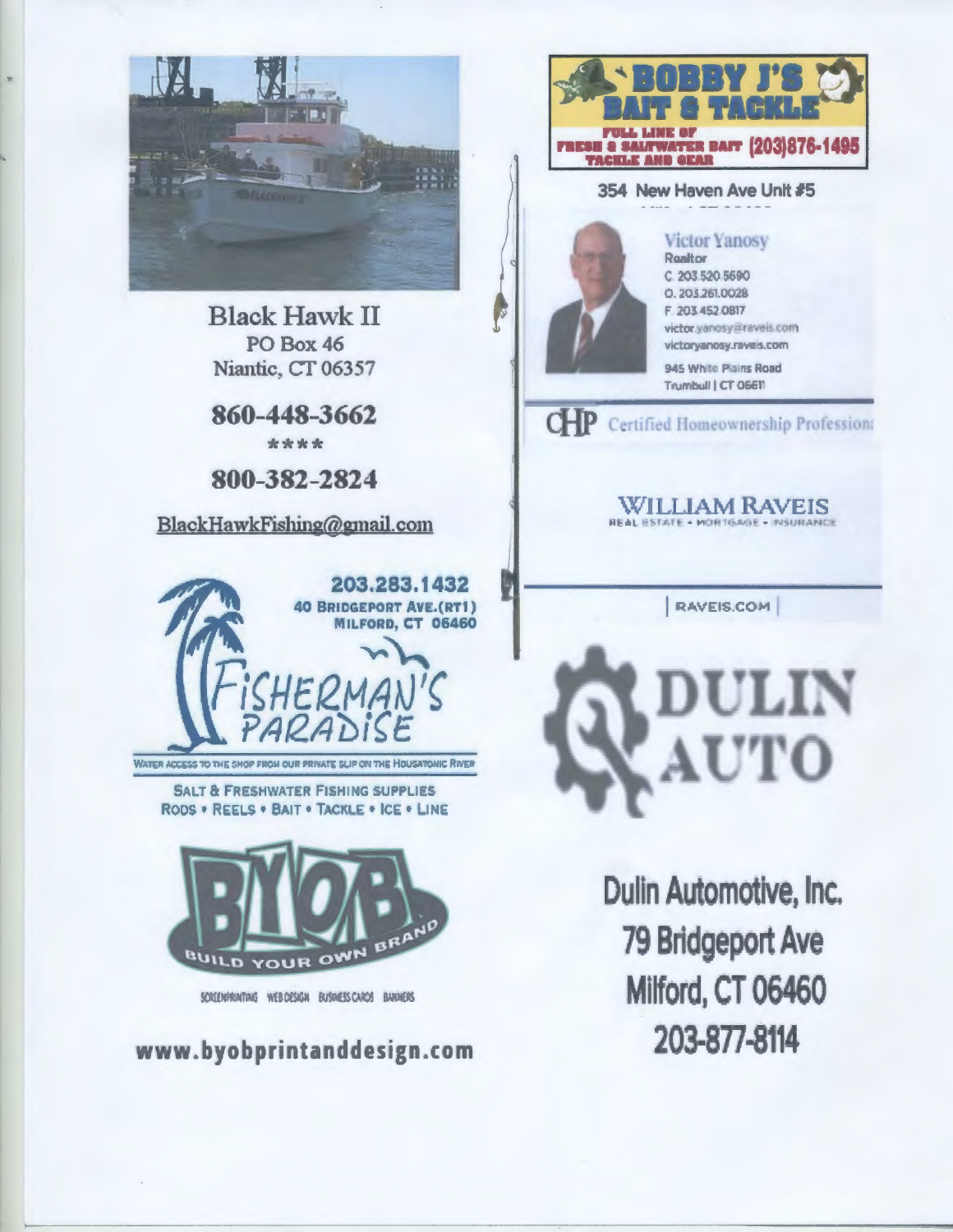Black Hawk II
PO Box 46
Niantic, CT 06357

**860-448-3662**

****

**800-382-2824**

BlackHawkFishing@gmail.com

**203.283.1432**
**40 BRIDGEPORT AVE.(RT1)**
**MILFORD, CT 06460**

FISHERMAN'S PARADISE

WATER ACCESS TO THE SHOP FROM OUR PRIVATE SLIP ON THE HOUSATONIC RIVER

SALT & FRESHWATER FISHING SUPPLIES
RODS • REELS • BAIT • TACKLE • ICE • LINE

BYOB
BUILD YOUR OWN BRAND

SCREENPRINTING WEB DESIGN BUSINESS CARDS BANNERS

**www.byobprintanddesign.com**

**BOBBY J'S BAIT & TACKLE**
FULL LINE OF FRESH & SALTWATER BAIT TACKLE AND GEAR (203)876-1495

354 New Haven Ave Unit #5

Victor Yanosy
Realtor
C. 203.520.5690
O. 203.261.0028
F. 203.452.0817
victor.yanosy@raveis.com
victoryanosy.raveis.com

945 White Plains Road
Trumbull | CT 06611

CHP Certified Homeownership Professional

WILLIAM RAVEIS
REAL ESTATE • MORTGAGE • INSURANCE

RAVEIS.COM

**DULIN AUTO**

**Dulin Automotive, Inc.**
**79 Bridgeport Ave**
**Milford, CT 06460**
**203-877-8114**